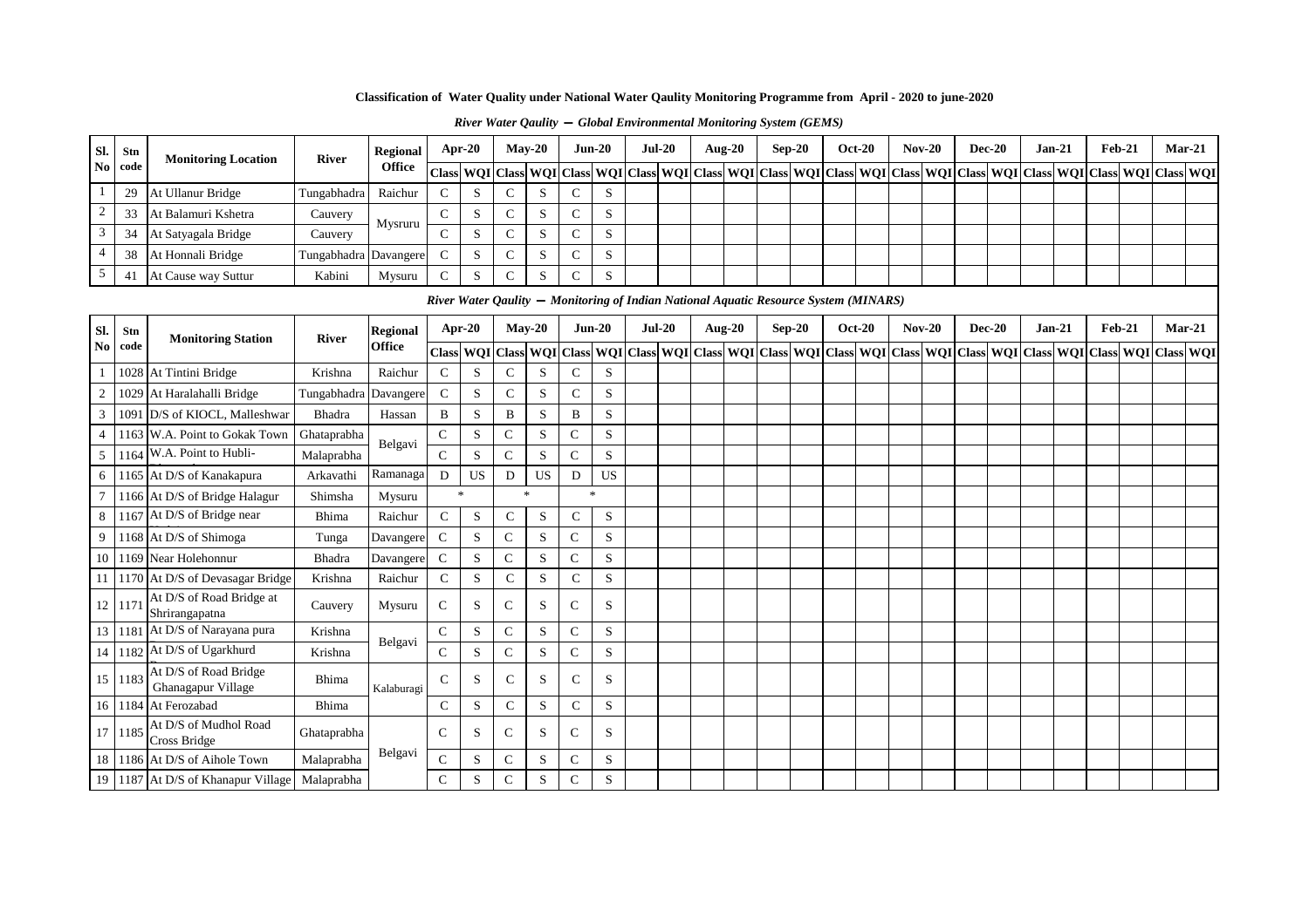**Classification of Water Quality under National Water Qaulity Monitoring Programme from April - 2020 to june-2020**

*River Water Qaulity – Global Environmental Monitoring System (GEMS)*

| Sl. No | Stn code | Monitoring Location | River | Regional Office | Apr-20 | | May-20 | | Jun-20 | | Jul-20 | | Aug-20 | | Sep-20 | | Oct-20 | | Nov-20 | | Dec-20 | | Jan-21 | | Feb-21 | | Mar-21 | |
|---|---|---|---|---|---|---|---|---|---|---|---|---|---|---|---|---|---|---|---|---|---|---|---|---|---|---|---|---|
| | | | | | Class | WQI | Class | WQI | Class | WQI | Class | WQI | Class | WQI | Class | WQI | Class | WQI | Class | WQI | Class | WQI | Class | WQI | Class | WQI | Class | WQI |
| 1 | 29 | At Ullanur Bridge | Tungabhadra | Raichur | C | S | C | S | C | S | | | | | | | | | | | | | | | | | | |
| 2 | 33 | At Balamuri Kshetra | Cauvery | Mysruru | C | S | C | S | C | S | | | | | | | | | | | | | | | | | | |
| 3 | 34 | At Satyagala Bridge | Cauvery | | C | S | C | S | C | S | | | | | | | | | | | | | | | | | | |
| 4 | 38 | At Honnali Bridge | Tungabhadra | Davangere | C | S | C | S | C | S | | | | | | | | | | | | | | | | | | |
| 5 | 41 | At Cause way Suttur | Kabini | Mysuru | C | S | C | S | C | S | | | | | | | | | | | | | | | | | | |

*River Water Qaulity – Monitoring of Indian National Aquatic Resource System (MINARS)*

| Sl. No | Stn code | Monitoring Station | River | Regional Office | Apr-20 | | May-20 | | Jun-20 | | Jul-20 | | Aug-20 | | Sep-20 | | Oct-20 | | Nov-20 | | Dec-20 | | Jan-21 | | Feb-21 | | Mar-21 | |
|---|---|---|---|---|---|---|---|---|---|---|---|---|---|---|---|---|---|---|---|---|---|---|---|---|---|---|---|---|
| | | | | | Class | WQI | Class | WQI | Class | WQI | Class | WQI | Class | WQI | Class | WQI | Class | WQI | Class | WQI | Class | WQI | Class | WQI | Class | WQI | Class | WQI |
| 1 | 1028 | At Tintini Bridge | Krishna | Raichur | C | S | C | S | C | S | | | | | | | | | | | | | | | | | | |
| 2 | 1029 | At Haralahalli Bridge | Tungabhadra | Davangere | C | S | C | S | C | S | | | | | | | | | | | | | | | | | | |
| 3 | 1091 | D/S of KIOCL, Malleshwar | Bhadra | Hassan | B | S | B | S | B | S | | | | | | | | | | | | | | | | | | |
| 4 | 1163 | W.A. Point to Gokak Town | Ghataprabha | Belgavi | C | S | C | S | C | S | | | | | | | | | | | | | | | | | | |
| 5 | 1164 | W.A. Point to Hubli- | Malaprabha | | C | S | C | S | C | S | | | | | | | | | | | | | | | | | | |
| 6 | 1165 | At D/S of Kanakapura | Arkavathi | Ramanaga | D | US | D | US | D | US | | | | | | | | | | | | | | | | | | |
| 7 | 1166 | At D/S of Bridge Halagur | Shimsha | Mysuru | * | | * | | * | | | | | | | | | | | | | | | | | | | |
| 8 | 1167 | At D/S of Bridge near | Bhima | Raichur | C | S | C | S | C | S | | | | | | | | | | | | | | | | | | |
| 9 | 1168 | At D/S of Shimoga | Tunga | Davangere | C | S | C | S | C | S | | | | | | | | | | | | | | | | | | |
| 10 | 1169 | Near Holehonnur | Bhadra | Davangere | C | S | C | S | C | S | | | | | | | | | | | | | | | | | | |
| 11 | 1170 | At D/S of Devasagar Bridge | Krishna | Raichur | C | S | C | S | C | S | | | | | | | | | | | | | | | | | | |
| 12 | 1171 | At D/S of Road Bridge at Shrirangapatna | Cauvery | Mysuru | C | S | C | S | C | S | | | | | | | | | | | | | | | | | | |
| 13 | 1181 | At D/S of Narayana pura | Krishna | Belgavi | C | S | C | S | C | S | | | | | | | | | | | | | | | | | | |
| 14 | 1182 | At D/S of Ugarkhurd | Krishna | | C | S | C | S | C | S | | | | | | | | | | | | | | | | | | |
| 15 | 1183 | At D/S of Road Bridge Ghanagapur Village | Bhima | Kalaburagi | C | S | C | S | C | S | | | | | | | | | | | | | | | | | | |
| 16 | 1184 | At Ferozabad | Bhima | | C | S | C | S | C | S | | | | | | | | | | | | | | | | | | |
| 17 | 1185 | At D/S of Mudhol Road Cross Bridge | Ghataprabha | Belgavi | C | S | C | S | C | S | | | | | | | | | | | | | | | | | | |
| 18 | 1186 | At D/S of Aihole Town | Malaprabha | | C | S | C | S | C | S | | | | | | | | | | | | | | | | | | |
| 19 | 1187 | At D/S of Khanapur Village | Malaprabha | | C | S | C | S | C | S | | | | | | | | | | | | | | | | | | |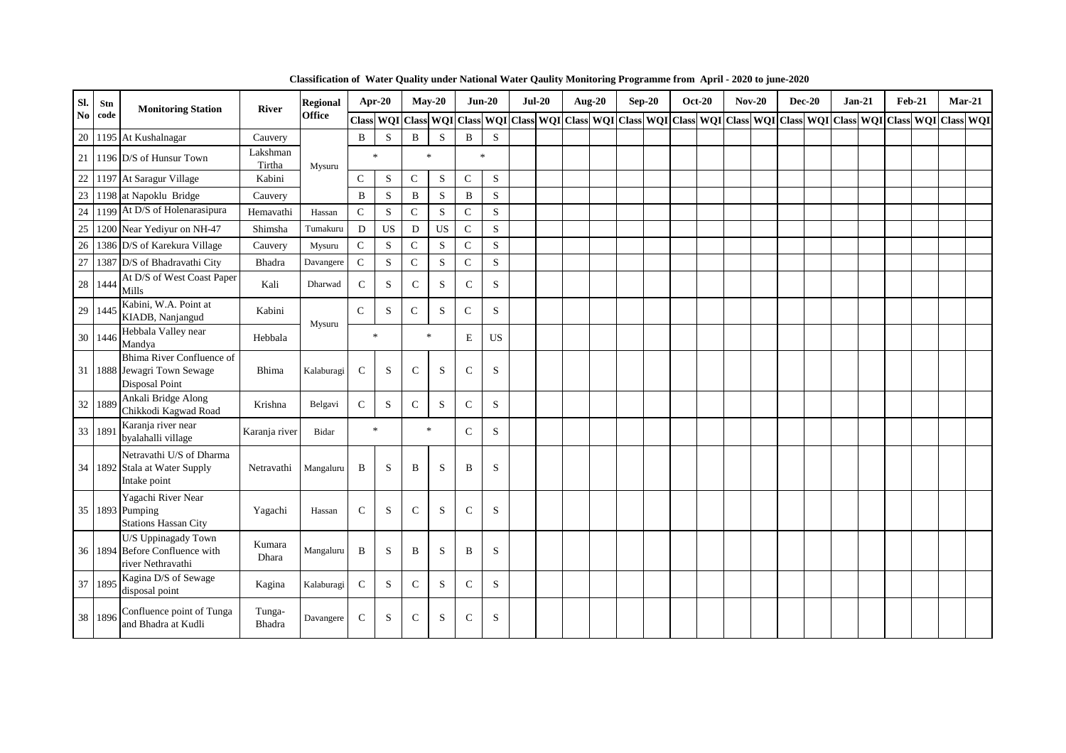**Classification of Water Quality under National Water Qaulity Monitoring Programme from April - 2020 to june-2020**

| Sl. No | Stn code | Monitoring Station | River | Regional Office | Apr-20 | | May-20 | | Jun-20 | | Jul-20 | | Aug-20 | | Sep-20 | | Oct-20 | | Nov-20 | | Dec-20 | | Jan-21 | | Feb-21 | | Mar-21 | |
|---|---|---|---|---|---|---|---|---|---|---|---|---|---|---|---|---|---|---|---|---|---|---|---|---|---|---|---|---|
| | | | | | Class | WQI | Class | WQI | Class | WQI | Class | WQI | Class | WQI | Class | WQI | Class | WQI | Class | WQI | Class | WQI | Class | WQI | Class | WQI | Class | WQI |
| 20 | 1195 | At Kushalnagar | Cauvery | Mysuru | B | S | B | S | B | S | | | | | | | | | | | | | | | | | | |
| 21 | 1196 | D/S of Hunsur Town | Lakshman Tirtha | Mysuru | * | | * | | * | | | | | | | | | | | | | | | | | | | |
| 22 | 1197 | At Saragur Village | Kabini | Mysuru | C | S | C | S | C | S | | | | | | | | | | | | | | | | | | |
| 23 | 1198 | at Napoklu Bridge | Cauvery | Mysuru | B | S | B | S | B | S | | | | | | | | | | | | | | | | | | |
| 24 | 1199 | At D/S of Holenarasipura | Hemavathi | Hassan | C | S | C | S | C | S | | | | | | | | | | | | | | | | | | |
| 25 | 1200 | Near Yediyur on NH-47 | Shimsha | Tumakuru | D | US | D | US | C | S | | | | | | | | | | | | | | | | | | |
| 26 | 1386 | D/S of Karekura Village | Cauvery | Mysuru | C | S | C | S | C | S | | | | | | | | | | | | | | | | | | |
| 27 | 1387 | D/S of Bhadravathi City | Bhadra | Davangere | C | S | C | S | C | S | | | | | | | | | | | | | | | | | | |
| 28 | 1444 | At D/S of West Coast Paper Mills | Kali | Dharwad | C | S | C | S | C | S | | | | | | | | | | | | | | | | | | |
| 29 | 1445 | Kabini, W.A. Point at KIADB, Nanjangud | Kabini | Mysuru | C | S | C | S | C | S | | | | | | | | | | | | | | | | | | |
| 30 | 1446 | Hebbala Valley near Mandya | Hebbala | Mysuru | * | | * | | E | US | | | | | | | | | | | | | | | | | | |
| 31 | 1888 | Bhima River Confluence of Jewagri Town Sewage Disposal Point | Bhima | Kalaburagi | C | S | C | S | C | S | | | | | | | | | | | | | | | | | | |
| 32 | 1889 | Ankali Bridge Along Chikkodi Kagwad Road | Krishna | Belgavi | C | S | C | S | C | S | | | | | | | | | | | | | | | | | | |
| 33 | 1891 | Karanja river near byalahalli village | Karanja river | Bidar | * | | * | | C | S | | | | | | | | | | | | | | | | | | |
| 34 | 1892 | Netravathi U/S of Dharma Stala at Water Supply Intake point | Netravathi | Mangaluru | B | S | B | S | B | S | | | | | | | | | | | | | | | | | | |
| 35 | 1893 | Yagachi River Near Pumping Stations Hassan City | Yagachi | Hassan | C | S | C | S | C | S | | | | | | | | | | | | | | | | | | |
| 36 | 1894 | U/S Uppinagady Town Before Confluence with river Nethravathi | Kumara Dhara | Mangaluru | B | S | B | S | B | S | | | | | | | | | | | | | | | | | | |
| 37 | 1895 | Kagina D/S of Sewage disposal point | Kagina | Kalaburagi | C | S | C | S | C | S | | | | | | | | | | | | | | | | | | |
| 38 | 1896 | Confluence point of Tunga and Bhadra at Kudli | Tunga-Bhadra | Davangere | C | S | C | S | C | S | | | | | | | | | | | | | | | | | | |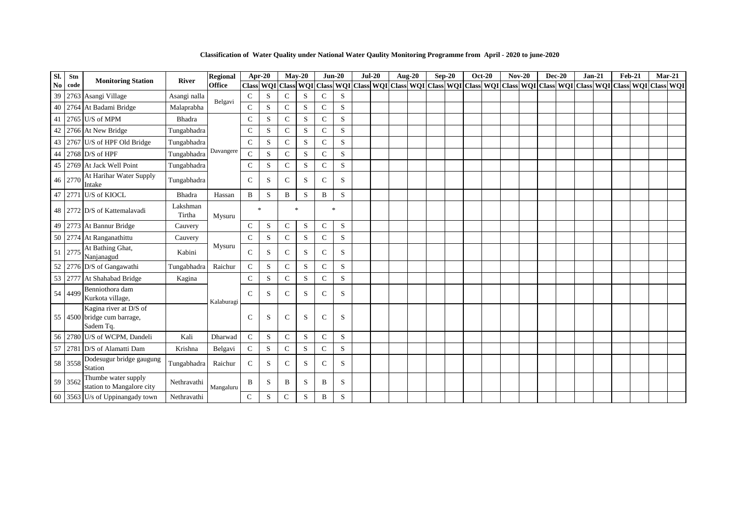**Classification of Water Quality under National Water Qaulity Monitoring Programme from April - 2020 to june-2020**

| Sl. No | Stn code | Monitoring Station | River | Regional Office | Apr-20 | | May-20 | | Jun-20 | | Jul-20 | | Aug-20 | | Sep-20 | | Oct-20 | | Nov-20 | | Dec-20 | | Jan-21 | | Feb-21 | | Mar-21 | |
|---|---|---|---|---|---|---|---|---|---|---|---|---|---|---|---|---|---|---|---|---|---|---|---|---|---|---|---|---|
| | | | | | Class | WQI | Class | WQI | Class | WQI | Class | WQI | Class | WQI | Class | WQI | Class | WQI | Class | WQI | Class | WQI | Class | WQI | Class | WQI | Class | WQI |
| 39 | 2763 | Asangi Village | Asangi nalla | Belgavi | C | S | C | S | C | S | | | | | | | | | | | | | | | | | | |
| 40 | 2764 | At Badami Bridge | Malaprabha | | C | S | C | S | C | S | | | | | | | | | | | | | | | | | | |
| 41 | 2765 | U/S of MPM | Bhadra | Davangere | C | S | C | S | C | S | | | | | | | | | | | | | | | | | | |
| 42 | 2766 | At New Bridge | Tungabhadra | | C | S | C | S | C | S | | | | | | | | | | | | | | | | | | |
| 43 | 2767 | U/S of HPF Old Bridge | Tungabhadra | | C | S | C | S | C | S | | | | | | | | | | | | | | | | | | |
| 44 | 2768 | D/S of HPF | Tungabhadra | | C | S | C | S | C | S | | | | | | | | | | | | | | | | | | |
| 45 | 2769 | At Jack Well Point | Tungabhadra | | C | S | C | S | C | S | | | | | | | | | | | | | | | | | | |
| 46 | 2770 | At Harihar Water Supply Intake | Tungabhadra | | C | S | C | S | C | S | | | | | | | | | | | | | | | | | | |
| 47 | 2771 | U/S of KIOCL | Bhadra | Hassan | B | S | B | S | B | S | | | | | | | | | | | | | | | | | | |
| 48 | 2772 | D/S of Kattemalavadi | Lakshman Tirtha | Mysuru | * | | * | | * | | | | | | | | | | | | | | | | | | | |
| 49 | 2773 | At Bannur Bridge | Cauvery | | C | S | C | S | C | S | | | | | | | | | | | | | | | | | | |
| 50 | 2774 | At Ranganathittu | Cauvery | Mysuru | C | S | C | S | C | S | | | | | | | | | | | | | | | | | | |
| 51 | 2775 | At Bathing Ghat, Nanjanagud | Kabini | | C | S | C | S | C | S | | | | | | | | | | | | | | | | | | |
| 52 | 2776 | D/S of Gangawathi | Tungabhadra | Raichur | C | S | C | S | C | S | | | | | | | | | | | | | | | | | | |
| 53 | 2777 | At Shahabad Bridge | Kagina | Kalaburagi | C | S | C | S | C | S | | | | | | | | | | | | | | | | | | |
| 54 | 4499 | Benniothora dam Kurkota village, | | | C | S | C | S | C | S | | | | | | | | | | | | | | | | | | |
| 55 | 4500 | Kagina river at D/S of bridge cum barrage, Sadem Tq. | | | C | S | C | S | C | S | | | | | | | | | | | | | | | | | | |
| 56 | 2780 | U/S of WCPM, Dandeli | Kali | Dharwad | C | S | C | S | C | S | | | | | | | | | | | | | | | | | | |
| 57 | 2781 | D/S of Alamatti Dam | Krishna | Belgavi | C | S | C | S | C | S | | | | | | | | | | | | | | | | | | |
| 58 | 3558 | Dodesugur bridge gaugung Station | Tungabhadra | Raichur | C | S | C | S | C | S | | | | | | | | | | | | | | | | | | |
| 59 | 3562 | Thumbe water supply station to Mangalore city | Nethravathi | Mangaluru | B | S | B | S | B | S | | | | | | | | | | | | | | | | | | |
| 60 | 3563 | U/s of Uppinangady town | Nethravathi | | C | S | C | S | B | S | | | | | | | | | | | | | | | | | | |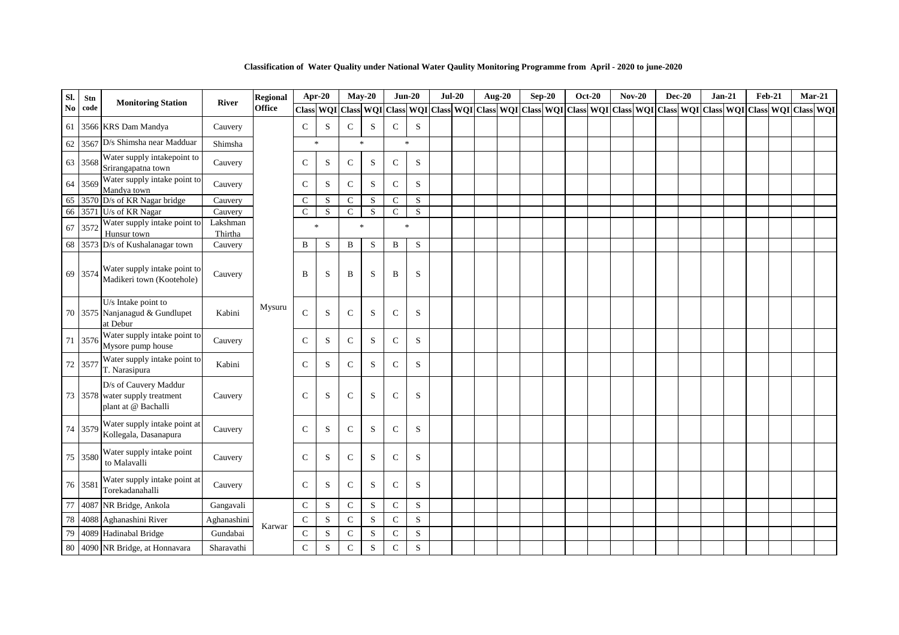**Classification of Water Quality under National Water Qaulity Monitoring Programme from April - 2020 to june-2020**

| Sl. No | Stn code | Monitoring Station | River | Regional Office | Apr-20 | | May-20 | | Jun-20 | | Jul-20 | | Aug-20 | | Sep-20 | | Oct-20 | | Nov-20 | | Dec-20 | | Jan-21 | | Feb-21 | | Mar-21 | |
|---|---|---|---|---|---|---|---|---|---|---|---|---|---|---|---|---|---|---|---|---|---|---|---|---|---|---|---|---|
| | | | | | Class | WQI | Class | WQI | Class | WQI | Class | WQI | Class | WQI | Class | WQI | Class | WQI | Class | WQI | Class | WQI | Class | WQI | Class | WQI | Class | WQI |
| 61 | 3566 | KRS Dam Mandya | Cauvery | Mysuru | C | S | C | S | C | S | | | | | | | | | | | | | | | | | | |
| 62 | 3567 | D/s Shimsha near Madduar | Shimsha | | * | | * | | * | | | | | | | | | | | | | | | | | | | |
| 63 | 3568 | Water supply intakepoint to Srirangapatna town | Cauvery | | C | S | C | S | C | S | | | | | | | | | | | | | | | | | | |
| 64 | 3569 | Water supply intake point to Mandya town | Cauvery | | C | S | C | S | C | S | | | | | | | | | | | | | | | | | | |
| 65 | 3570 | D/s of KR Nagar bridge | Cauvery | | C | S | C | S | C | S | | | | | | | | | | | | | | | | | | |
| 66 | 3571 | U/s of KR Nagar | Cauvery | | C | S | C | S | C | S | | | | | | | | | | | | | | | | | | |
| 67 | 3572 | Water supply intake point to Hunsur town | Lakshman Thirtha | | * | | * | | * | | | | | | | | | | | | | | | | | | | |
| 68 | 3573 | D/s of Kushalanagar town | Cauvery | | B | S | B | S | B | S | | | | | | | | | | | | | | | | | | |
| 69 | 3574 | Water supply intake point to Madikeri town (Kootehole) | Cauvery | | B | S | B | S | B | S | | | | | | | | | | | | | | | | | | |
| 70 | 3575 | U/s Intake point to Nanjanagud & Gundlupet at Debur | Kabini | | C | S | C | S | C | S | | | | | | | | | | | | | | | | | | |
| 71 | 3576 | Water supply intake point to Mysore pump house | Cauvery | | C | S | C | S | C | S | | | | | | | | | | | | | | | | | | |
| 72 | 3577 | Water supply intake point to T. Narasipura | Kabini | | C | S | C | S | C | S | | | | | | | | | | | | | | | | | | |
| 73 | 3578 | D/s of Cauvery Maddur water supply treatment plant at @ Bachalli | Cauvery | | C | S | C | S | C | S | | | | | | | | | | | | | | | | | | |
| 74 | 3579 | Water supply intake point at Kollegala, Dasanapura | Cauvery | | C | S | C | S | C | S | | | | | | | | | | | | | | | | | | |
| 75 | 3580 | Water supply intake point to Malavalli | Cauvery | | C | S | C | S | C | S | | | | | | | | | | | | | | | | | | |
| 76 | 3581 | Water supply intake point at Torekadanahalli | Cauvery | | C | S | C | S | C | S | | | | | | | | | | | | | | | | | | |
| 77 | 4087 | NR Bridge, Ankola | Gangavali | Karwar | C | S | C | S | C | S | | | | | | | | | | | | | | | | | | |
| 78 | 4088 | Aghanashini River | Aghanashini | | C | S | C | S | C | S | | | | | | | | | | | | | | | | | | |
| 79 | 4089 | Hadinabal Bridge | Gundabai | | C | S | C | S | C | S | | | | | | | | | | | | | | | | | | |
| 80 | 4090 | NR Bridge, at Honnavara | Sharavathi | | C | S | C | S | C | S | | | | | | | | | | | | | | | | | | |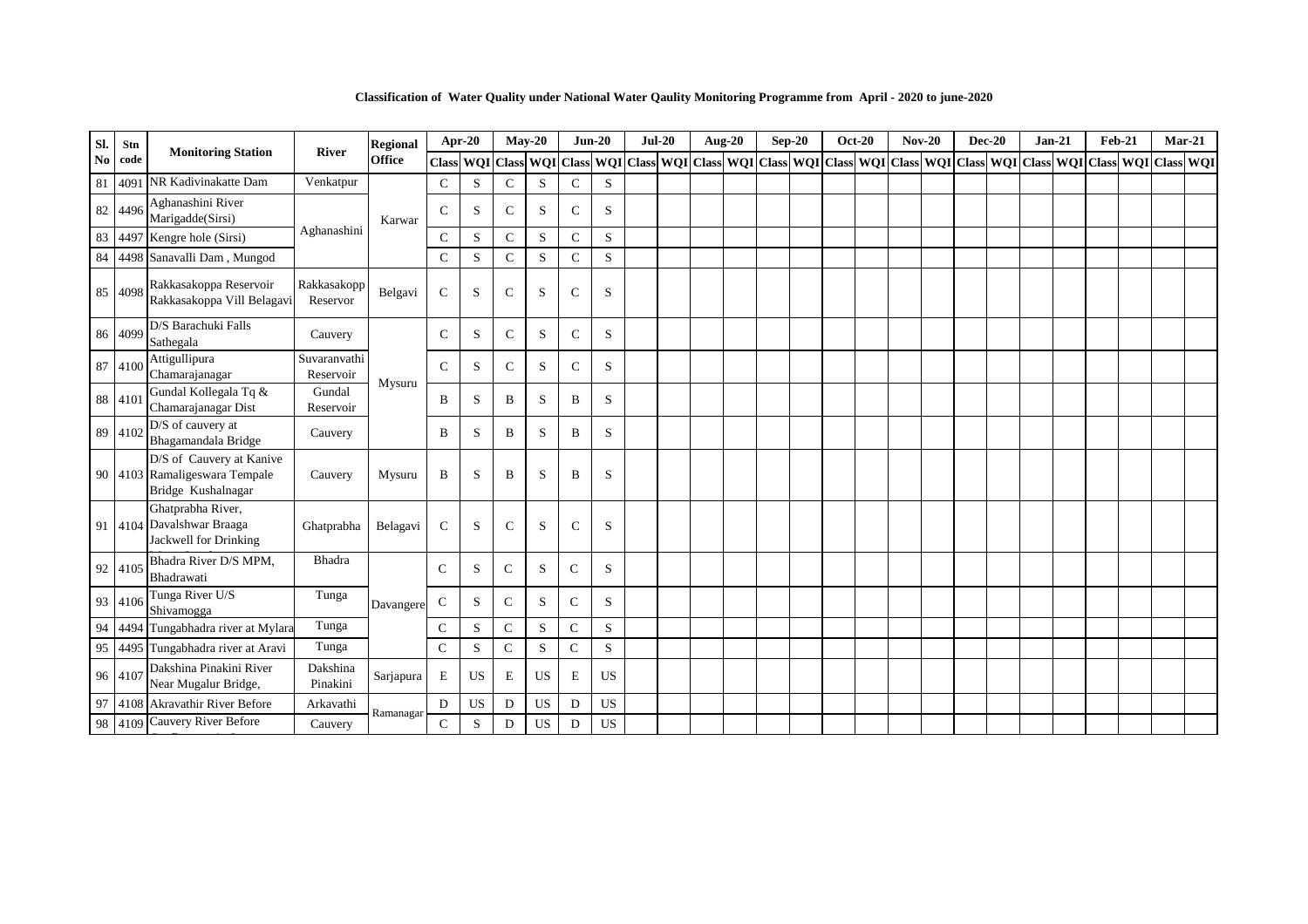**Classification of Water Quality under National Water Qaulity Monitoring Programme from April - 2020 to june-2020**

| Sl. No | Stn code | Monitoring Station | River | Regional Office | Apr-20 | | May-20 | | Jun-20 | | Jul-20 | | Aug-20 | | Sep-20 | | Oct-20 | | Nov-20 | | Dec-20 | | Jan-21 | | Feb-21 | | Mar-21 | |
|---|---|---|---|---|---|---|---|---|---|---|---|---|---|---|---|---|---|---|---|---|---|---|---|---|---|---|---|---|
| | | | | | Class | WQI | Class | WQI | Class | WQI | Class | WQI | Class | WQI | Class | WQI | Class | WQI | Class | WQI | Class | WQI | Class | WQI | Class | WQI | Class | WQI |
| 81 | 4091 | NR Kadivinakatte Dam | Venkatpur | Karwar | C | S | C | S | C | S | | | | | | | | | | | | | | | | | | |
| 82 | 4496 | Aghanashini River Marigadde(Sirsi) | Aghanashini | | C | S | C | S | C | S | | | | | | | | | | | | | | | | | | |
| 83 | 4497 | Kengre hole (Sirsi) | | | C | S | C | S | C | S | | | | | | | | | | | | | | | | | | |
| 84 | 4498 | Sanavalli Dam , Mungod | | | C | S | C | S | C | S | | | | | | | | | | | | | | | | | | |
| 85 | 4098 | Rakkasakoppa Reservoir Rakkasakoppa Vill Belagavi | Rakkasakopp Reservor | Belgavi | C | S | C | S | C | S | | | | | | | | | | | | | | | | | | |
| 86 | 4099 | D/S Barachuki Falls Sathegala | Cauvery | Mysuru | C | S | C | S | C | S | | | | | | | | | | | | | | | | | | |
| 87 | 4100 | Attigullipura Chamarajanagar | Suvaranvathi Reservoir | | C | S | C | S | C | S | | | | | | | | | | | | | | | | | | |
| 88 | 4101 | Gundal Kollegala Tq & Chamarajanagar Dist | Gundal Reservoir | | B | S | B | S | B | S | | | | | | | | | | | | | | | | | | |
| 89 | 4102 | D/S of cauvery at Bhagamandala Bridge | Cauvery | | B | S | B | S | B | S | | | | | | | | | | | | | | | | | | |
| 90 | 4103 | D/S of Cauvery at Kanive Ramaligeswara Tempale Bridge Kushalnagar | Cauvery | Mysuru | B | S | B | S | B | S | | | | | | | | | | | | | | | | | | |
| 91 | 4104 | Ghatprabha River, Davalshwar Braaga Jackwell for Drinking | Ghatprabha | Belagavi | C | S | C | S | C | S | | | | | | | | | | | | | | | | | | |
| 92 | 4105 | Bhadra River D/S MPM, Bhadrawati | Bhadra | Davangere | C | S | C | S | C | S | | | | | | | | | | | | | | | | | | |
| 93 | 4106 | Tunga River U/S Shivamogga | Tunga | | C | S | C | S | C | S | | | | | | | | | | | | | | | | | | |
| 94 | 4494 | Tungabhadra river at Mylara | Tunga | | C | S | C | S | C | S | | | | | | | | | | | | | | | | | | |
| 95 | 4495 | Tungabhadra river at Aravi | Tunga | | C | S | C | S | C | S | | | | | | | | | | | | | | | | | | |
| 96 | 4107 | Dakshina Pinakini River Near Mugalur Bridge, | Dakshina Pinakini | Sarjapura | E | US | E | US | E | US | | | | | | | | | | | | | | | | | | |
| 97 | 4108 | Akravathir River Before | Arkavathi | Ramanagar | D | US | D | US | D | US | | | | | | | | | | | | | | | | | | |
| 98 | 4109 | Cauvery River Before | Cauvery | | C | S | D | US | D | US | | | | | | | | | | | | | | | | | | |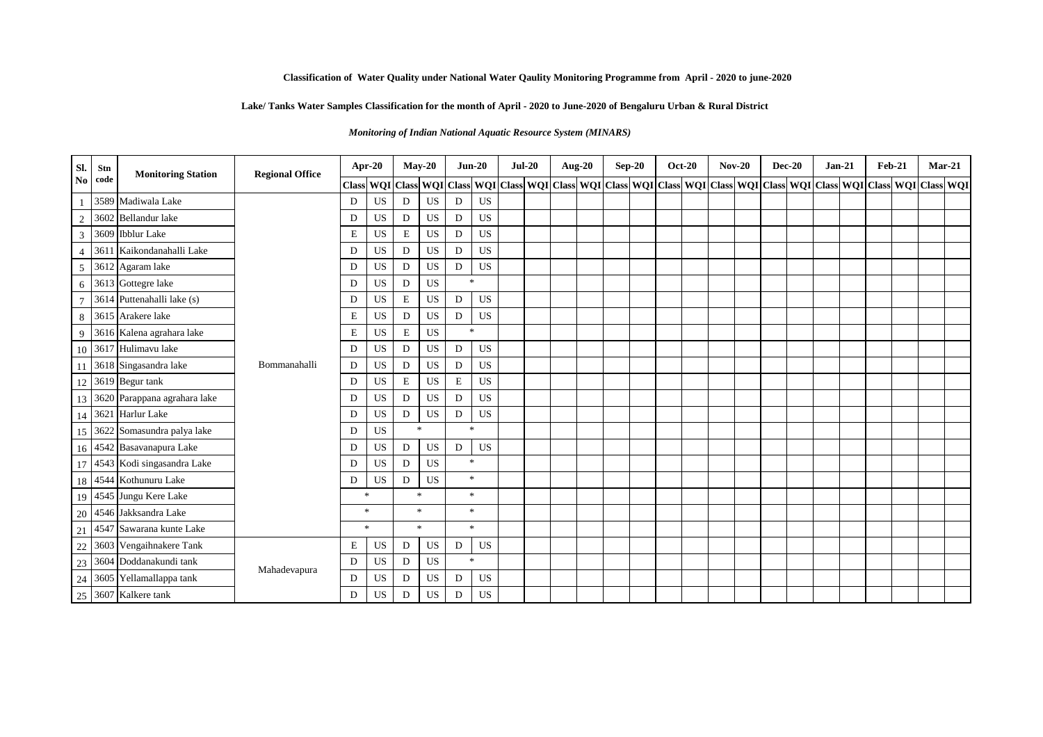**Classification of Water Quality under National Water Qaulity Monitoring Programme from April - 2020 to june-2020**

**Lake/ Tanks Water Samples Classification for the month of April - 2020 to June-2020 of Bengaluru Urban & Rural District**

***Monitoring of Indian National Aquatic Resource System (MINARS)***

| Sl. No | Stn code | Monitoring Station | Regional Office | Apr-20 | | May-20 | | Jun-20 | | Jul-20 | | Aug-20 | | Sep-20 | | Oct-20 | | Nov-20 | | Dec-20 | | Jan-21 | | Feb-21 | | Mar-21 | |
|---|---|---|---|---|---|---|---|---|---|---|---|---|---|---|---|---|---|---|---|---|---|---|---|---|---|---|---|
| | | | | Class | WQI | Class | WQI | Class | WQI | Class | WQI | Class | WQI | Class | WQI | Class | WQI | Class | WQI | Class | WQI | Class | WQI | Class | WQI | Class | WQI |
| 1 | 3589 | Madiwala Lake | Bommanahalli | D | US | D | US | D | US | | | | | | | | | | | | | | | | | | |
| 2 | 3602 | Bellandur lake | | D | US | D | US | D | US | | | | | | | | | | | | | | | | | | |
| 3 | 3609 | Ibblur Lake | | E | US | E | US | D | US | | | | | | | | | | | | | | | | | | |
| 4 | 3611 | Kaikondanahalli Lake | | D | US | D | US | D | US | | | | | | | | | | | | | | | | | | |
| 5 | 3612 | Agaram lake | | D | US | D | US | D | US | | | | | | | | | | | | | | | | | | |
| 6 | 3613 | Gottegre lake | | D | US | D | US | * | | | | | | | | | | | | | | | | | | | |
| 7 | 3614 | Puttenahalli lake (s) | | D | US | E | US | D | US | | | | | | | | | | | | | | | | | | |
| 8 | 3615 | Arakere lake | | E | US | D | US | D | US | | | | | | | | | | | | | | | | | | |
| 9 | 3616 | Kalena agrahara lake | | E | US | E | US | * | | | | | | | | | | | | | | | | | | | |
| 10 | 3617 | Hulimavu lake | | D | US | D | US | D | US | | | | | | | | | | | | | | | | | | |
| 11 | 3618 | Singasandra lake | | D | US | D | US | D | US | | | | | | | | | | | | | | | | | | |
| 12 | 3619 | Begur tank | | D | US | E | US | E | US | | | | | | | | | | | | | | | | | | |
| 13 | 3620 | Parappana agrahara lake | | D | US | D | US | D | US | | | | | | | | | | | | | | | | | | |
| 14 | 3621 | Harlur Lake | | D | US | D | US | D | US | | | | | | | | | | | | | | | | | | |
| 15 | 3622 | Somasundra palya lake | | D | US | * | | * | | | | | | | | | | | | | | | | | | | |
| 16 | 4542 | Basavanapura Lake | | D | US | D | US | D | US | | | | | | | | | | | | | | | | | | |
| 17 | 4543 | Kodi singasandra Lake | | D | US | D | US | * | | | | | | | | | | | | | | | | | | | |
| 18 | 4544 | Kothunuru Lake | | D | US | D | US | * | | | | | | | | | | | | | | | | | | | |
| 19 | 4545 | Jungu Kere Lake | | * | | * | | * | | | | | | | | | | | | | | | | | | | |
| 20 | 4546 | Jakksandra Lake | | * | | * | | * | | | | | | | | | | | | | | | | | | | |
| 21 | 4547 | Sawarana kunte Lake | | * | | * | | * | | | | | | | | | | | | | | | | | | | |
| 22 | 3603 | Vengaihnakere Tank | Mahadevapura | E | US | D | US | D | US | | | | | | | | | | | | | | | | | | |
| 23 | 3604 | Doddanakundi tank | | D | US | D | US | * | | | | | | | | | | | | | | | | | | | |
| 24 | 3605 | Yellamallappa tank | | D | US | D | US | D | US | | | | | | | | | | | | | | | | | | |
| 25 | 3607 | Kalkere tank | | D | US | D | US | D | US | | | | | | | | | | | | | | | | | | |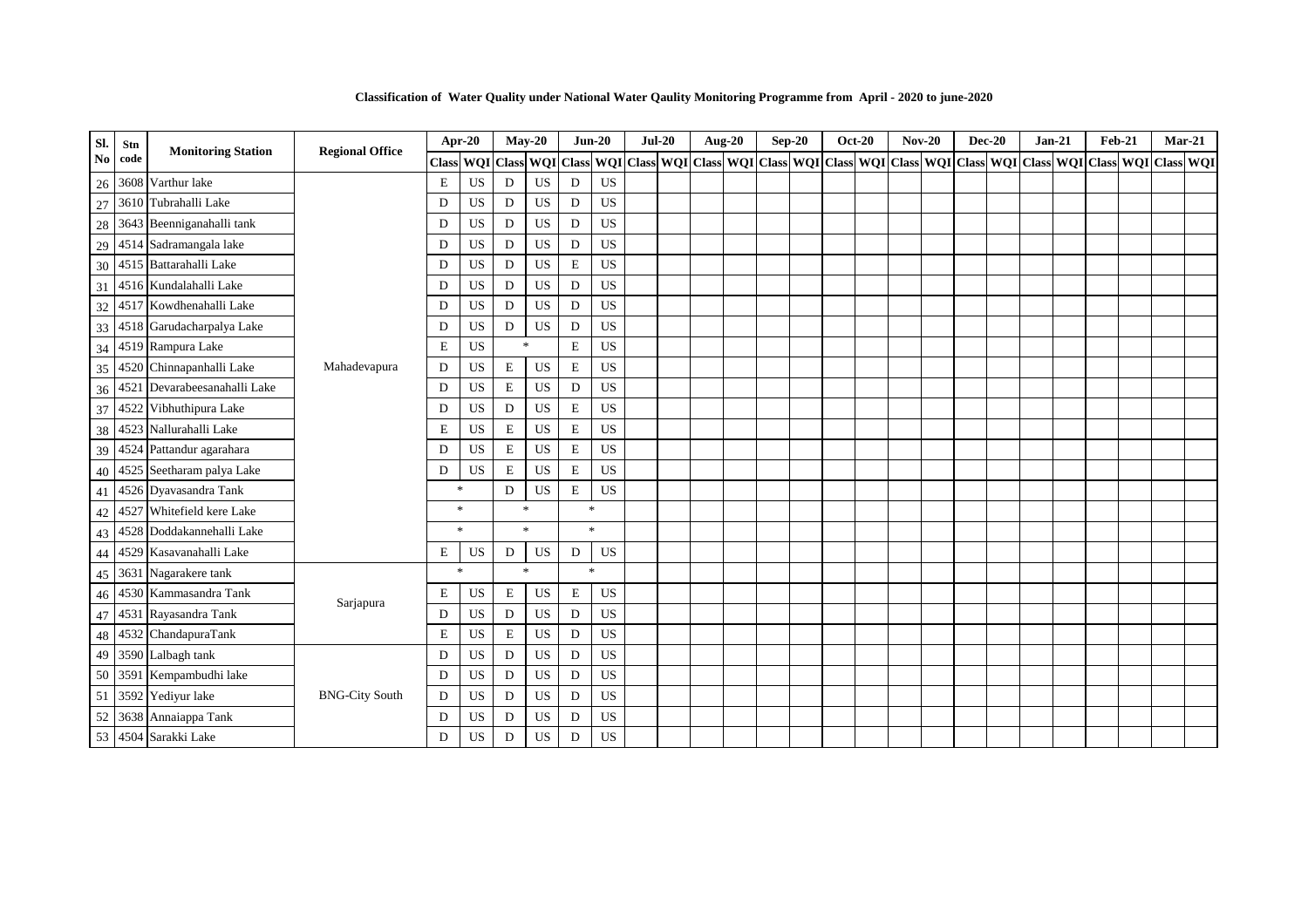**Classification of Water Quality under National Water Qaulity Monitoring Programme from April - 2020 to june-2020**

| Sl. No | Stn code | Monitoring Station | Regional Office | Apr-20 | | May-20 | | Jun-20 | | Jul-20 | | Aug-20 | | Sep-20 | | Oct-20 | | Nov-20 | | Dec-20 | | Jan-21 | | Feb-21 | | Mar-21 | |
|---|---|---|---|---|---|---|---|---|---|---|---|---|---|---|---|---|---|---|---|---|---|---|---|---|---|---|---|
| | | | | Class | WQI | Class | WQI | Class | WQI | Class | WQI | Class | WQI | Class | WQI | Class | WQI | Class | WQI | Class | WQI | Class | WQI | Class | WQI | Class | WQI |
| 26 | 3608 | Varthur lake | Mahadevapura | E | US | D | US | D | US | | | | | | | | | | | | | | | | | | |
| 27 | 3610 | Tubrahalli Lake | | D | US | D | US | D | US | | | | | | | | | | | | | | | | | | |
| 28 | 3643 | Beenniganahalli tank | | D | US | D | US | D | US | | | | | | | | | | | | | | | | | | |
| 29 | 4514 | Sadramangala lake | | D | US | D | US | D | US | | | | | | | | | | | | | | | | | | |
| 30 | 4515 | Battarahalli Lake | | D | US | D | US | E | US | | | | | | | | | | | | | | | | | | |
| 31 | 4516 | Kundalahalli Lake | | D | US | D | US | D | US | | | | | | | | | | | | | | | | | | |
| 32 | 4517 | Kowdhenahalli Lake | | D | US | D | US | D | US | | | | | | | | | | | | | | | | | | |
| 33 | 4518 | Garudacharpalya Lake | | D | US | D | US | D | US | | | | | | | | | | | | | | | | | | |
| 34 | 4519 | Rampura Lake | | E | US | * | | E | US | | | | | | | | | | | | | | | | | | |
| 35 | 4520 | Chinnapanhalli Lake | | D | US | E | US | E | US | | | | | | | | | | | | | | | | | | |
| 36 | 4521 | Devarabeesanahalli Lake | | D | US | E | US | D | US | | | | | | | | | | | | | | | | | | |
| 37 | 4522 | Vibhuthipura Lake | | D | US | D | US | E | US | | | | | | | | | | | | | | | | | | |
| 38 | 4523 | Nallurahalli Lake | | E | US | E | US | E | US | | | | | | | | | | | | | | | | | | |
| 39 | 4524 | Pattandur agarahara | | D | US | E | US | E | US | | | | | | | | | | | | | | | | | | |
| 40 | 4525 | Seetharam palya Lake | | D | US | E | US | E | US | | | | | | | | | | | | | | | | | | |
| 41 | 4526 | Dyavasandra Tank | | * | | D | US | E | US | | | | | | | | | | | | | | | | | | |
| 42 | 4527 | Whitefield kere Lake | | * | | * | | * | | | | | | | | | | | | | | | | | | | |
| 43 | 4528 | Doddakannehalli Lake | | * | | * | | * | | | | | | | | | | | | | | | | | | | |
| 44 | 4529 | Kasavanahalli Lake | | E | US | D | US | D | US | | | | | | | | | | | | | | | | | | |
| 45 | 3631 | Nagarakere tank | Sarjapura | * | | * | | * | | | | | | | | | | | | | | | | | | | |
| 46 | 4530 | Kammasandra Tank | | E | US | E | US | E | US | | | | | | | | | | | | | | | | | | |
| 47 | 4531 | Rayasandra Tank | | D | US | D | US | D | US | | | | | | | | | | | | | | | | | | |
| 48 | 4532 | ChandapuraTank | | E | US | E | US | D | US | | | | | | | | | | | | | | | | | | |
| 49 | 3590 | Lalbagh tank | BNG-City South | D | US | D | US | D | US | | | | | | | | | | | | | | | | | | |
| 50 | 3591 | Kempambudhi lake | | D | US | D | US | D | US | | | | | | | | | | | | | | | | | | |
| 51 | 3592 | Yediyur lake | | D | US | D | US | D | US | | | | | | | | | | | | | | | | | | |
| 52 | 3638 | Annaiappa Tank | | D | US | D | US | D | US | | | | | | | | | | | | | | | | | | |
| 53 | 4504 | Sarakki Lake | | D | US | D | US | D | US | | | | | | | | | | | | | | | | | | |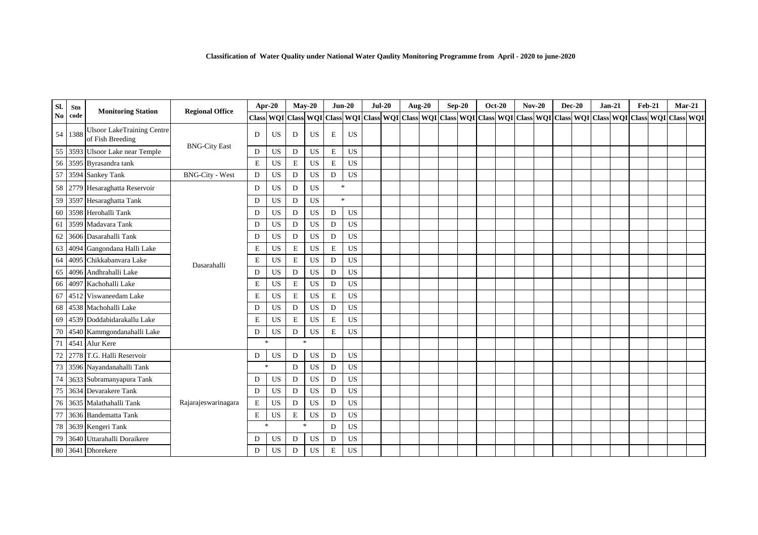**Classification of Water Quality under National Water Qaulity Monitoring Programme from April - 2020 to june-2020**

| Sl. No | Stn code | Monitoring Station | Regional Office | Apr-20 | | May-20 | | Jun-20 | | Jul-20 | | Aug-20 | | Sep-20 | | Oct-20 | | Nov-20 | | Dec-20 | | Jan-21 | | Feb-21 | | Mar-21 | |
|---|---|---|---|---|---|---|---|---|---|---|---|---|---|---|---|---|---|---|---|---|---|---|---|---|---|---|---|
| | | | | Class | WQI | Class | WQI | Class | WQI | Class | WQI | Class | WQI | Class | WQI | Class | WQI | Class | WQI | Class | WQI | Class | WQI | Class | WQI | Class | WQI |
| 54 | 1388 | Ulsoor LakeTraining Centre of Fish Breeding | BNG-City East | D | US | D | US | E | US | | | | | | | | | | | | | | | | | | |
| 55 | 3593 | Ulsoor Lake near Temple | | D | US | D | US | E | US | | | | | | | | | | | | | | | | | | |
| 56 | 3595 | Byrasandra tank | | E | US | E | US | E | US | | | | | | | | | | | | | | | | | | |
| 57 | 3594 | Sankey Tank | BNG-City - West | D | US | D | US | D | US | | | | | | | | | | | | | | | | | | |
| 58 | 2779 | Hesaraghatta Reservoir | Dasarahalli | D | US | D | US | * | | | | | | | | | | | | | | | | | | | |
| 59 | 3597 | Hesaraghatta Tank | | D | US | D | US | * | | | | | | | | | | | | | | | | | | | |
| 60 | 3598 | Herohalli Tank | | D | US | D | US | D | US | | | | | | | | | | | | | | | | | | |
| 61 | 3599 | Madavara Tank | | D | US | D | US | D | US | | | | | | | | | | | | | | | | | | |
| 62 | 3606 | Dasarahalli Tank | | D | US | D | US | D | US | | | | | | | | | | | | | | | | | | |
| 63 | 4094 | Gangondana Halli Lake | | E | US | E | US | E | US | | | | | | | | | | | | | | | | | | |
| 64 | 4095 | Chikkabanvara Lake | | E | US | E | US | D | US | | | | | | | | | | | | | | | | | | |
| 65 | 4096 | Andhrahalli Lake | | D | US | D | US | D | US | | | | | | | | | | | | | | | | | | |
| 66 | 4097 | Kachohalli Lake | | E | US | E | US | D | US | | | | | | | | | | | | | | | | | | |
| 67 | 4512 | Viswaneedam Lake | | E | US | E | US | E | US | | | | | | | | | | | | | | | | | | |
| 68 | 4538 | Machohalli Lake | | D | US | D | US | D | US | | | | | | | | | | | | | | | | | | |
| 69 | 4539 | Doddabidarakallu Lake | | E | US | E | US | E | US | | | | | | | | | | | | | | | | | | |
| 70 | 4540 | Kammgondanahalli Lake | | D | US | D | US | E | US | | | | | | | | | | | | | | | | | | |
| 71 | 4541 | Alur Kere | | * | | * | | | | | | | | | | | | | | | | | | | | | |
| 72 | 2778 | T.G. Halli Reservoir | Rajarajeswarinagara | D | US | D | US | D | US | | | | | | | | | | | | | | | | | | |
| 73 | 3596 | Nayandanahalli Tank | | * | | D | US | D | US | | | | | | | | | | | | | | | | | | |
| 74 | 3633 | Subramanyapura Tank | | D | US | D | US | D | US | | | | | | | | | | | | | | | | | | |
| 75 | 3634 | Devarakere Tank | | D | US | D | US | D | US | | | | | | | | | | | | | | | | | | |
| 76 | 3635 | Malathahalli Tank | | E | US | D | US | D | US | | | | | | | | | | | | | | | | | | |
| 77 | 3636 | Bandematta Tank | | E | US | E | US | D | US | | | | | | | | | | | | | | | | | | |
| 78 | 3639 | Kengeri Tank | | * | | * | | D | US | | | | | | | | | | | | | | | | | | |
| 79 | 3640 | Uttarahalli Doraikere | | D | US | D | US | D | US | | | | | | | | | | | | | | | | | | |
| 80 | 3641 | Dhorekere | | D | US | D | US | E | US | | | | | | | | | | | | | | | | | | |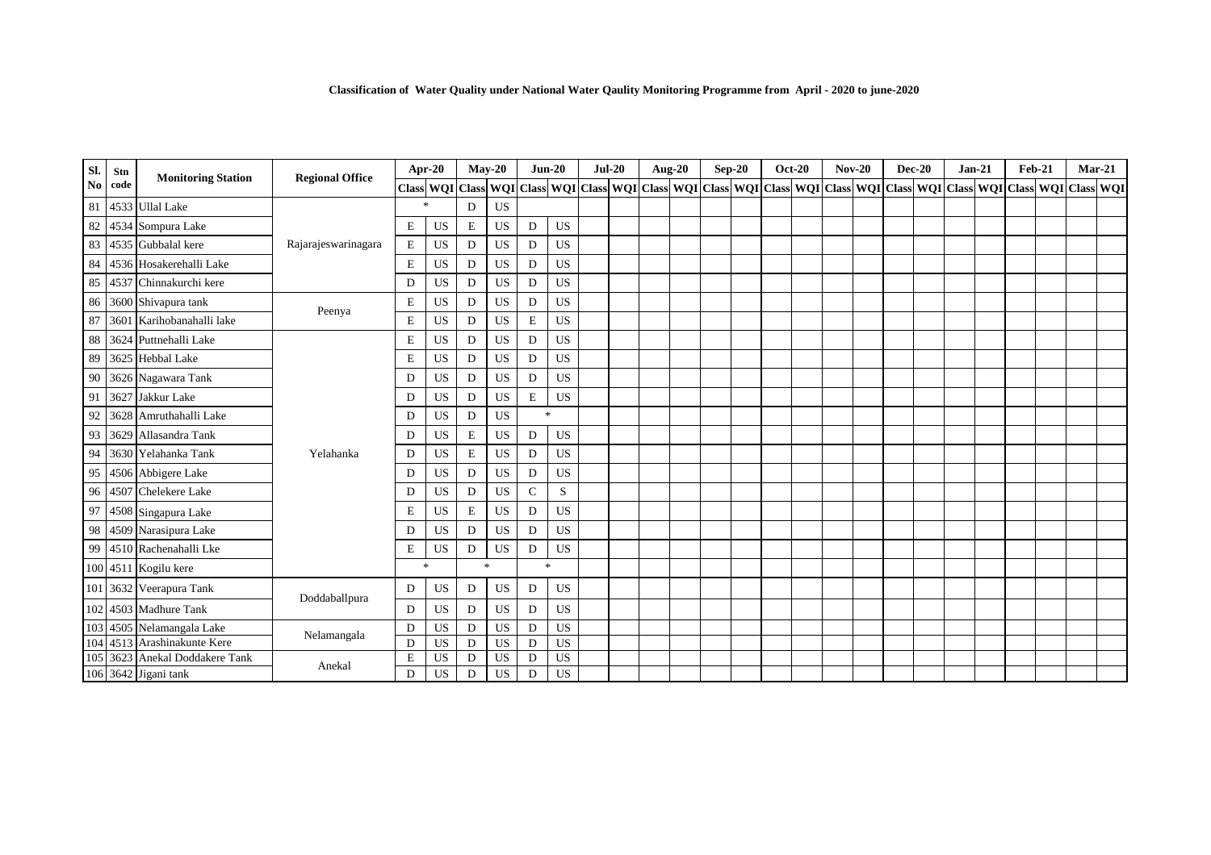**Classification of Water Quality under National Water Qaulity Monitoring Programme from April - 2020 to june-2020**

| Sl. No | Stn code | Monitoring Station | Regional Office | Apr-20 | | May-20 | | Jun-20 | | Jul-20 | | Aug-20 | | Sep-20 | | Oct-20 | | Nov-20 | | Dec-20 | | Jan-21 | | Feb-21 | | Mar-21 | |
|---|---|---|---|---|---|---|---|---|---|---|---|---|---|---|---|---|---|---|---|---|---|---|---|---|---|---|---|
| | | | | Class | WQI | Class | WQI | Class | WQI | Class | WQI | Class | WQI | Class | WQI | Class | WQI | Class | WQI | Class | WQI | Class | WQI | Class | WQI | Class | WQI |
| 81 | 4533 | Ullal Lake | Rajarajeswarinagara | * | | D | US | | | | | | | | | | | | | | | | | | | | |
| 82 | 4534 | Sompura Lake | | E | US | E | US | D | US | | | | | | | | | | | | | | | | | | |
| 83 | 4535 | Gubbalal kere | | E | US | D | US | D | US | | | | | | | | | | | | | | | | | | |
| 84 | 4536 | Hosakerehalli Lake | | E | US | D | US | D | US | | | | | | | | | | | | | | | | | | |
| 85 | 4537 | Chinnakurchi kere | | D | US | D | US | D | US | | | | | | | | | | | | | | | | | | |
| 86 | 3600 | Shivapura tank | Peenya | E | US | D | US | D | US | | | | | | | | | | | | | | | | | | |
| 87 | 3601 | Karihobanahalli lake | | E | US | D | US | E | US | | | | | | | | | | | | | | | | | | |
| 88 | 3624 | Puttnehalli Lake | Yelahanka | E | US | D | US | D | US | | | | | | | | | | | | | | | | | | |
| 89 | 3625 | Hebbal Lake | | E | US | D | US | D | US | | | | | | | | | | | | | | | | | | |
| 90 | 3626 | Nagawara Tank | | D | US | D | US | D | US | | | | | | | | | | | | | | | | | | |
| 91 | 3627 | Jakkur Lake | | D | US | D | US | E | US | | | | | | | | | | | | | | | | | | |
| 92 | 3628 | Amruthahalli Lake | | D | US | D | US | * | | | | | | | | | | | | | | | | | | | |
| 93 | 3629 | Allasandra Tank | | D | US | E | US | D | US | | | | | | | | | | | | | | | | | | |
| 94 | 3630 | Yelahanka Tank | | D | US | E | US | D | US | | | | | | | | | | | | | | | | | | |
| 95 | 4506 | Abbigere Lake | | D | US | D | US | D | US | | | | | | | | | | | | | | | | | | |
| 96 | 4507 | Chelekere Lake | | D | US | D | US | C | S | | | | | | | | | | | | | | | | | | |
| 97 | 4508 | Singapura Lake | | E | US | E | US | D | US | | | | | | | | | | | | | | | | | | |
| 98 | 4509 | Narasipura Lake | | D | US | D | US | D | US | | | | | | | | | | | | | | | | | | |
| 99 | 4510 | Rachenahalli Lke | | E | US | D | US | D | US | | | | | | | | | | | | | | | | | | |
| 100 | 4511 | Kogilu kere | | * | | * | | * | | | | | | | | | | | | | | | | | | | |
| 101 | 3632 | Veerapura Tank | Doddaballpura | D | US | D | US | D | US | | | | | | | | | | | | | | | | | | |
| 102 | 4503 | Madhure Tank | | D | US | D | US | D | US | | | | | | | | | | | | | | | | | | |
| 103 | 4505 | Nelamangala Lake | Nelamangala | D | US | D | US | D | US | | | | | | | | | | | | | | | | | | |
| 104 | 4513 | Arashinakunte Kere | | D | US | D | US | D | US | | | | | | | | | | | | | | | | | | |
| 105 | 3623 | Anekal Doddakere Tank | Anekal | E | US | D | US | D | US | | | | | | | | | | | | | | | | | | |
| 106 | 3642 | Jigani tank | | D | US | D | US | D | US | | | | | | | | | | | | | | | | | | |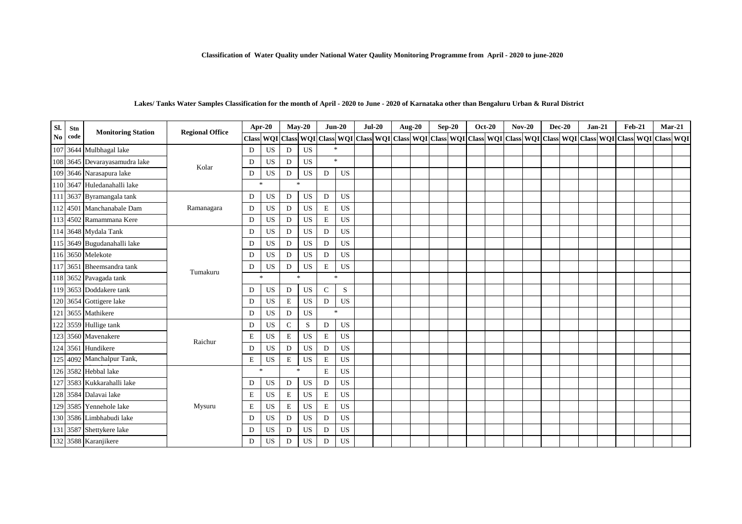**Classification of Water Quality under National Water Qaulity Monitoring Programme from April - 2020 to june-2020**

**Lakes/ Tanks Water Samples Classification for the month of April - 2020 to June - 2020 of Karnataka other than Bengaluru Urban & Rural District**

| Sl. No | Stn code | Monitoring Station | Regional Office | Apr-20 | | May-20 | | Jun-20 | | Jul-20 | | Aug-20 | | Sep-20 | | Oct-20 | | Nov-20 | | Dec-20 | | Jan-21 | | Feb-21 | | Mar-21 | |
|---|---|---|---|---|---|---|---|---|---|---|---|---|---|---|---|---|---|---|---|---|---|---|---|---|---|---|---|
| | | | | Class | WQI | Class | WQI | Class | WQI | Class | WQI | Class | WQI | Class | WQI | Class | WQI | Class | WQI | Class | WQI | Class | WQI | Class | WQI | Class | WQI |
| 107 | 3644 | Mulbhagal lake | Kolar | D | US | D | US | * | | | | | | | | | | | | | | | | | | | |
| 108 | 3645 | Devarayasamudra lake | | D | US | D | US | * | | | | | | | | | | | | | | | | | | | |
| 109 | 3646 | Narasapura lake | | D | US | D | US | D | US | | | | | | | | | | | | | | | | | | |
| 110 | 3647 | Huledanahalli lake | | * | | * | | | | | | | | | | | | | | | | | | | | | |
| 111 | 3637 | Byramangala tank | Ramanagara | D | US | D | US | D | US | | | | | | | | | | | | | | | | | | |
| 112 | 4501 | Manchanabale Dam | | D | US | D | US | E | US | | | | | | | | | | | | | | | | | | |
| 113 | 4502 | Ramammana Kere | | D | US | D | US | E | US | | | | | | | | | | | | | | | | | | |
| 114 | 3648 | Mydala Tank | Tumakuru | D | US | D | US | D | US | | | | | | | | | | | | | | | | | | |
| 115 | 3649 | Bugudanahalli lake | | D | US | D | US | D | US | | | | | | | | | | | | | | | | | | |
| 116 | 3650 | Melekote | | D | US | D | US | D | US | | | | | | | | | | | | | | | | | | |
| 117 | 3651 | Bheemsandra tank | | D | US | D | US | E | US | | | | | | | | | | | | | | | | | | |
| 118 | 3652 | Pavagada tank | | * | | * | | * | | | | | | | | | | | | | | | | | | | |
| 119 | 3653 | Doddakere tank | | D | US | D | US | C | S | | | | | | | | | | | | | | | | | | |
| 120 | 3654 | Gottigere lake | | D | US | E | US | D | US | | | | | | | | | | | | | | | | | | |
| 121 | 3655 | Mathikere | | D | US | D | US | * | | | | | | | | | | | | | | | | | | | |
| 122 | 3559 | Hullige tank | Raichur | D | US | C | S | D | US | | | | | | | | | | | | | | | | | | |
| 123 | 3560 | Mavenakere | | E | US | E | US | E | US | | | | | | | | | | | | | | | | | | |
| 124 | 3561 | Hundikere | | D | US | D | US | D | US | | | | | | | | | | | | | | | | | | |
| 125 | 4092 | Manchalpur Tank, | | E | US | E | US | E | US | | | | | | | | | | | | | | | | | | |
| 126 | 3582 | Hebbal lake | Mysuru | * | | * | | E | US | | | | | | | | | | | | | | | | | | |
| 127 | 3583 | Kukkarahalli lake | | D | US | D | US | D | US | | | | | | | | | | | | | | | | | | |
| 128 | 3584 | Dalavai lake | | E | US | E | US | E | US | | | | | | | | | | | | | | | | | | |
| 129 | 3585 | Yennehole lake | | E | US | E | US | E | US | | | | | | | | | | | | | | | | | | |
| 130 | 3586 | Limbhabudi lake | | D | US | D | US | D | US | | | | | | | | | | | | | | | | | | |
| 131 | 3587 | Shettykere lake | | D | US | D | US | D | US | | | | | | | | | | | | | | | | | | |
| 132 | 3588 | Karanjikere | | D | US | D | US | D | US | | | | | | | | | | | | | | | | | | |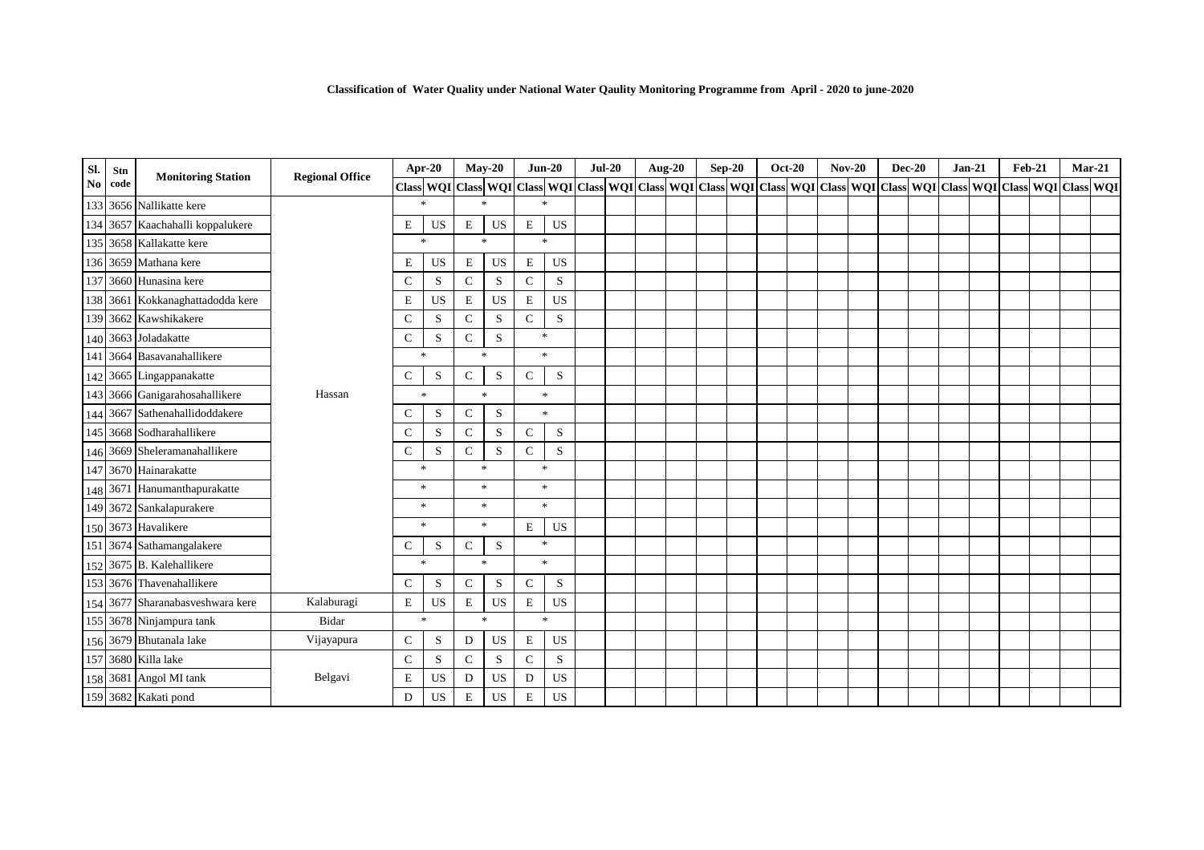**Classification of Water Quality under National Water Qaulity Monitoring Programme from April - 2020 to june-2020**

| Sl. No | Stn code | Monitoring Station | Regional Office | Apr-20 | | May-20 | | Jun-20 | | Jul-20 | | Aug-20 | | Sep-20 | | Oct-20 | | Nov-20 | | Dec-20 | | Jan-21 | | Feb-21 | | Mar-21 | |
|---|---|---|---|---|---|---|---|---|---|---|---|---|---|---|---|---|---|---|---|---|---|---|---|---|---|---|---|
| | | | | Class | WQI | Class | WQI | Class | WQI | Class | WQI | Class | WQI | Class | WQI | Class | WQI | Class | WQI | Class | WQI | Class | WQI | Class | WQI | Class | WQI |
| 133 | 3656 | Nallikatte kere | Hassan | * | | * | | * | | | | | | | | | | | | | | | | | | | |
| 134 | 3657 | Kaachahalli koppalukere | | E | US | E | US | E | US | | | | | | | | | | | | | | | | | | |
| 135 | 3658 | Kallakatte kere | | * | | * | | * | | | | | | | | | | | | | | | | | | | |
| 136 | 3659 | Mathana kere | | E | US | E | US | E | US | | | | | | | | | | | | | | | | | | |
| 137 | 3660 | Hunasina kere | | C | S | C | S | C | S | | | | | | | | | | | | | | | | | | |
| 138 | 3661 | Kokkanaghattadodda kere | | E | US | E | US | E | US | | | | | | | | | | | | | | | | | | |
| 139 | 3662 | Kawshikakere | | C | S | C | S | C | S | | | | | | | | | | | | | | | | | | |
| 140 | 3663 | Joladakatte | | C | S | C | S | * | | | | | | | | | | | | | | | | | | | |
| 141 | 3664 | Basavanahallikere | | * | | * | | * | | | | | | | | | | | | | | | | | | | |
| 142 | 3665 | Lingappanakatte | | C | S | C | S | C | S | | | | | | | | | | | | | | | | | | |
| 143 | 3666 | Ganigarahosahallikere | | * | | * | | * | | | | | | | | | | | | | | | | | | | |
| 144 | 3667 | Sathenahallidoddakere | | C | S | C | S | * | | | | | | | | | | | | | | | | | | | |
| 145 | 3668 | Sodharahallikere | | C | S | C | S | C | S | | | | | | | | | | | | | | | | | | |
| 146 | 3669 | Sheleramanahallikere | | C | S | C | S | C | S | | | | | | | | | | | | | | | | | | |
| 147 | 3670 | Hainarakatte | | * | | * | | * | | | | | | | | | | | | | | | | | | | |
| 148 | 3671 | Hanumanthapurakatte | | * | | * | | * | | | | | | | | | | | | | | | | | | | |
| 149 | 3672 | Sankalapurakere | | * | | * | | * | | | | | | | | | | | | | | | | | | | |
| 150 | 3673 | Havalikere | | * | | * | | E | US | | | | | | | | | | | | | | | | | | |
| 151 | 3674 | Sathamangalakere | | C | S | C | S | * | | | | | | | | | | | | | | | | | | | |
| 152 | 3675 | B. Kalehallikere | | * | | * | | * | | | | | | | | | | | | | | | | | | | |
| 153 | 3676 | Thavenahallikere | | C | S | C | S | C | S | | | | | | | | | | | | | | | | | | |
| 154 | 3677 | Sharanabasveshwara kere | Kalaburagi | E | US | E | US | E | US | | | | | | | | | | | | | | | | | | |
| 155 | 3678 | Ninjampura tank | Bidar | * | | * | | * | | | | | | | | | | | | | | | | | | | |
| 156 | 3679 | Bhutanala lake | Vijayapura | C | S | D | US | E | US | | | | | | | | | | | | | | | | | | |
| 157 | 3680 | Killa lake | Belgavi | C | S | C | S | C | S | | | | | | | | | | | | | | | | | | |
| 158 | 3681 | Angol MI tank | | E | US | D | US | D | US | | | | | | | | | | | | | | | | | | |
| 159 | 3682 | Kakati pond | | D | US | E | US | E | US | | | | | | | | | | | | | | | | | | |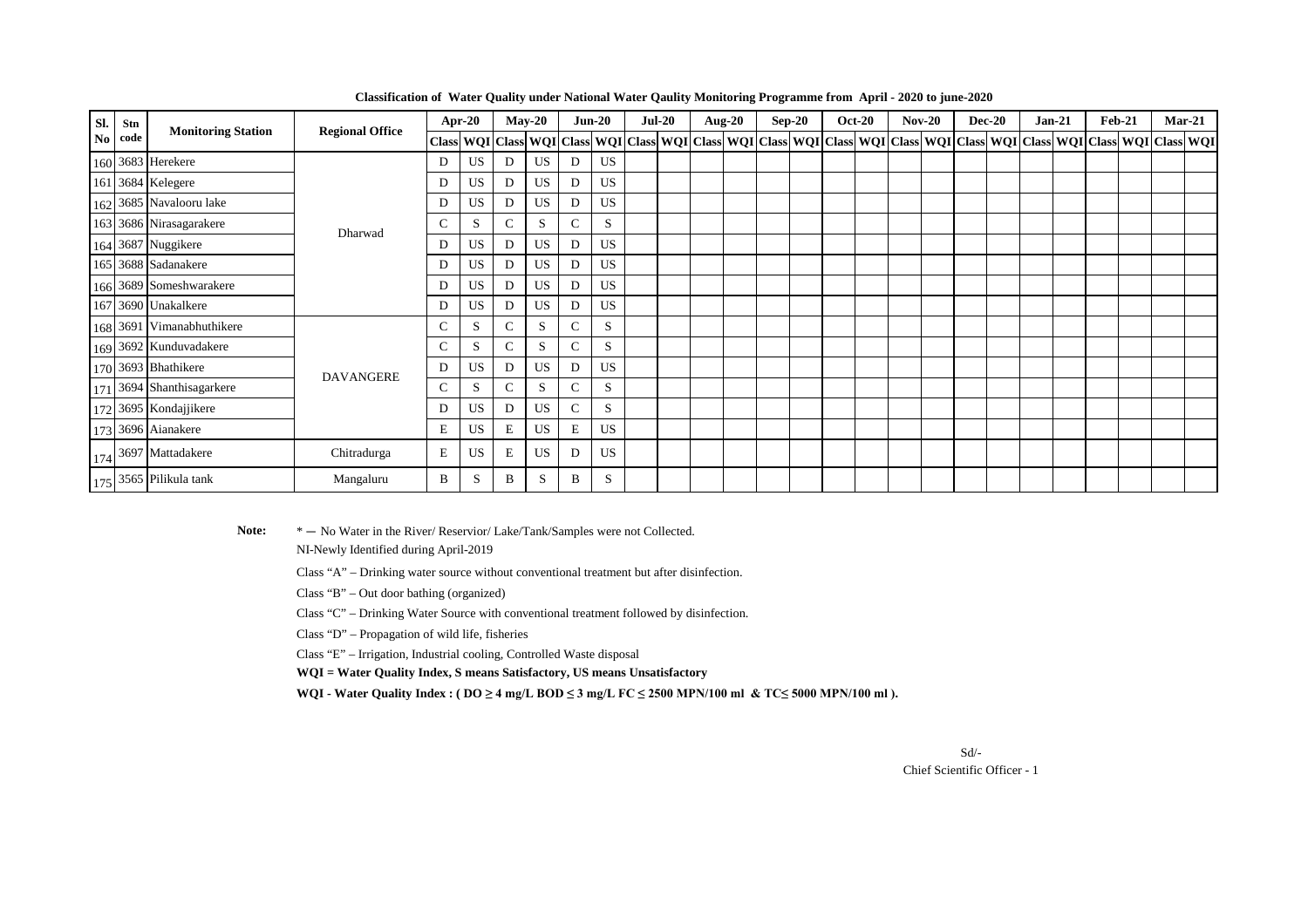**Classification of Water Quality under National Water Qaulity Monitoring Programme from April - 2020 to june-2020**

| Sl. No | Stn code | Monitoring Station | Regional Office | Apr-20 | | May-20 | | Jun-20 | | Jul-20 | | Aug-20 | | Sep-20 | | Oct-20 | | Nov-20 | | Dec-20 | | Jan-21 | | Feb-21 | | Mar-21 | |
|---|---|---|---|---|---|---|---|---|---|---|---|---|---|---|---|---|---|---|---|---|---|---|---|---|---|---|---|
| | | | | Class | WQI | Class | WQI | Class | WQI | Class | WQI | Class | WQI | Class | WQI | Class | WQI | Class | WQI | Class | WQI | Class | WQI | Class | WQI | Class | WQI |
| 160 | 3683 | Herekere | Dharwad | D | US | D | US | D | US | | | | | | | | | | | | | | | | | | |
| 161 | 3684 | Kelegere | | D | US | D | US | D | US | | | | | | | | | | | | | | | | | | |
| 162 | 3685 | Navalooru lake | | D | US | D | US | D | US | | | | | | | | | | | | | | | | | | |
| 163 | 3686 | Nirasagarakere | | C | S | C | S | C | S | | | | | | | | | | | | | | | | | | |
| 164 | 3687 | Nuggikere | | D | US | D | US | D | US | | | | | | | | | | | | | | | | | | |
| 165 | 3688 | Sadanakere | | D | US | D | US | D | US | | | | | | | | | | | | | | | | | | |
| 166 | 3689 | Someshwarakere | | D | US | D | US | D | US | | | | | | | | | | | | | | | | | | |
| 167 | 3690 | Unakalkere | | D | US | D | US | D | US | | | | | | | | | | | | | | | | | | |
| 168 | 3691 | Vimanabhuthikere | DAVANGERE | C | S | C | S | C | S | | | | | | | | | | | | | | | | | | |
| 169 | 3692 | Kunduvadakere | | C | S | C | S | C | S | | | | | | | | | | | | | | | | | | |
| 170 | 3693 | Bhathikere | | D | US | D | US | D | US | | | | | | | | | | | | | | | | | | |
| 171 | 3694 | Shanthisagarkere | | C | S | C | S | C | S | | | | | | | | | | | | | | | | | | |
| 172 | 3695 | Kondajjikere | | D | US | D | US | C | S | | | | | | | | | | | | | | | | | | |
| 173 | 3696 | Aianakere | | E | US | E | US | E | US | | | | | | | | | | | | | | | | | | |
| 174 | 3697 | Mattadakere | Chitradurga | E | US | E | US | D | US | | | | | | | | | | | | | | | | | | |
| 175 | 3565 | Pilikula tank | Mangaluru | B | S | B | S | B | S | | | | | | | | | | | | | | | | | | |

**Note:** * — No Water in the River/ Reservior/ Lake/Tank/Samples were not Collected.

NI-Newly Identified during April-2019

Class "A" – Drinking water source without conventional treatment but after disinfection.

Class "B" – Out door bathing (organized)

Class "C" – Drinking Water Source with conventional treatment followed by disinfection.

Class "D" – Propagation of wild life, fisheries

Class "E" – Irrigation, Industrial cooling, Controlled Waste disposal

**WQI = Water Quality Index, S means Satisfactory, US means Unsatisfactory**

**WQI - Water Quality Index : ( DO ≥ 4 mg/L BOD ≤ 3 mg/L FC ≤ 2500 MPN/100 ml & TC≤ 5000 MPN/100 ml ).**

Sd/-

Chief Scientific Officer - 1